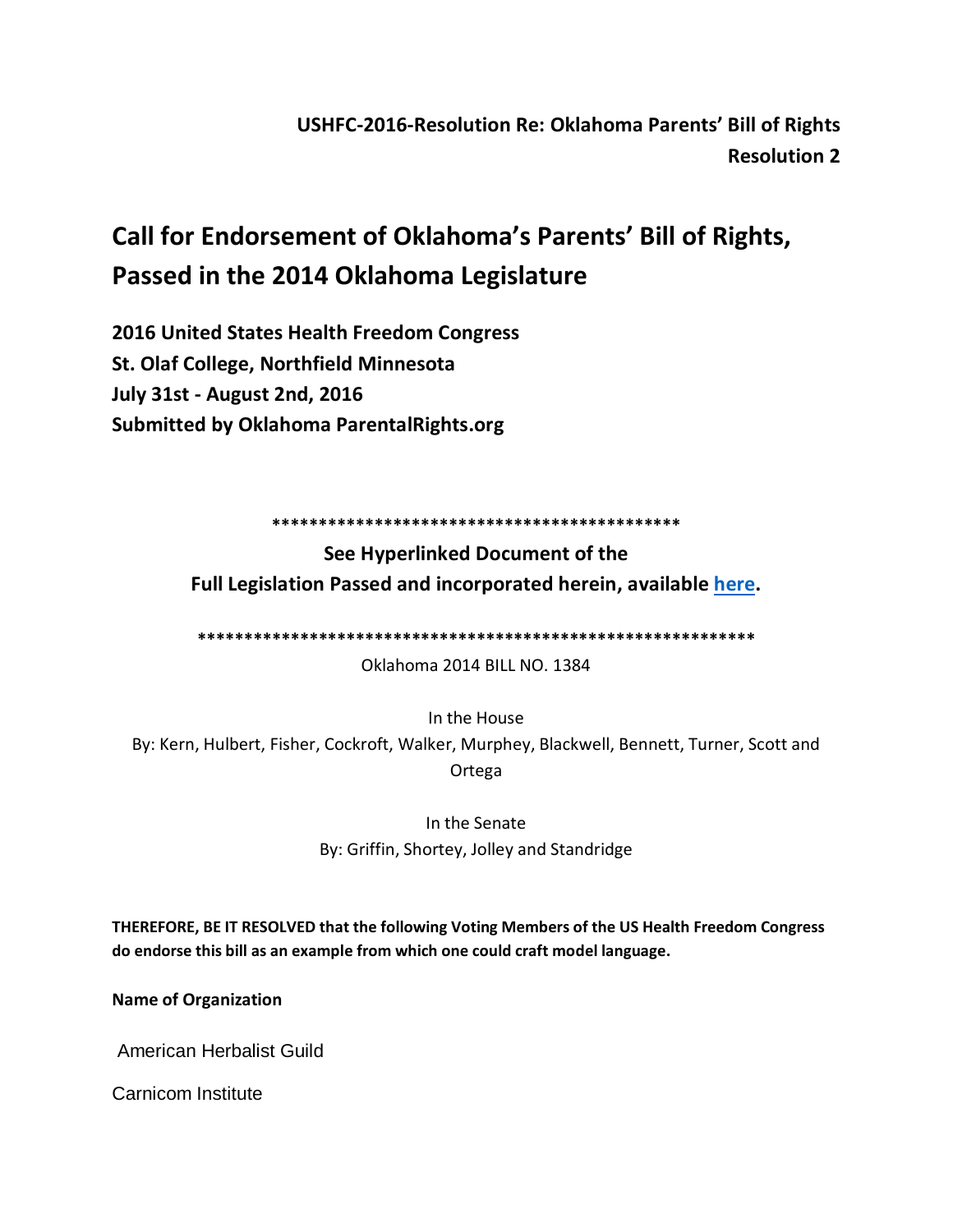**USHFC-2016-Resolution Re: Oklahoma Parents' Bill of Rights**
**Resolution 2**

# Call for Endorsement of Oklahoma's Parents' Bill of Rights, Passed in the 2014 Oklahoma Legislature

**2016 United States Health Freedom Congress**
**St. Olaf College, Northfield Minnesota**
**July 31st - August 2nd, 2016**
**Submitted by Oklahoma ParentalRights.org**

********************************************

**See Hyperlinked Document of the**
**Full Legislation Passed and incorporated herein, available here.**

************************************************************

Oklahoma 2014 BILL NO. 1384

In the House
By: Kern, Hulbert, Fisher, Cockroft, Walker, Murphey, Blackwell, Bennett, Turner, Scott and Ortega

In the Senate
By: Griffin, Shortey, Jolley and Standridge

**THEREFORE, BE IT RESOLVED that the following Voting Members of the US Health Freedom Congress do endorse this bill as an example from which one could craft model language.**

**Name of Organization**

American Herbalist Guild

Carnicom Institute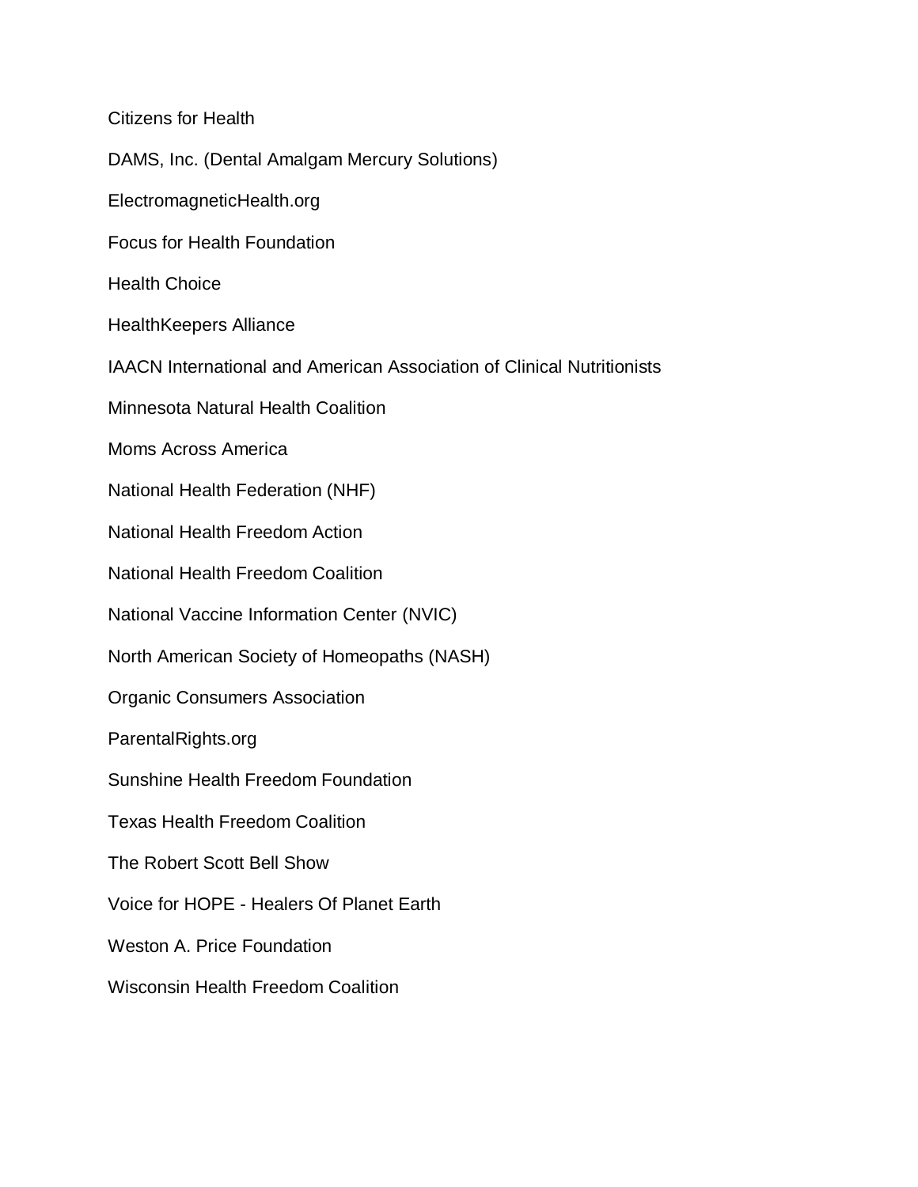Citizens for Health

DAMS, Inc. (Dental Amalgam Mercury Solutions)

ElectromagneticHealth.org

Focus for Health Foundation

Health Choice

HealthKeepers Alliance

IAACN International and American Association of Clinical Nutritionists

Minnesota Natural Health Coalition

Moms Across America

National Health Federation (NHF)

National Health Freedom Action

National Health Freedom Coalition

National Vaccine Information Center (NVIC)

North American Society of Homeopaths (NASH)

Organic Consumers Association

ParentalRights.org

Sunshine Health Freedom Foundation

Texas Health Freedom Coalition

The Robert Scott Bell Show

Voice for HOPE - Healers Of Planet Earth

Weston A. Price Foundation

Wisconsin Health Freedom Coalition